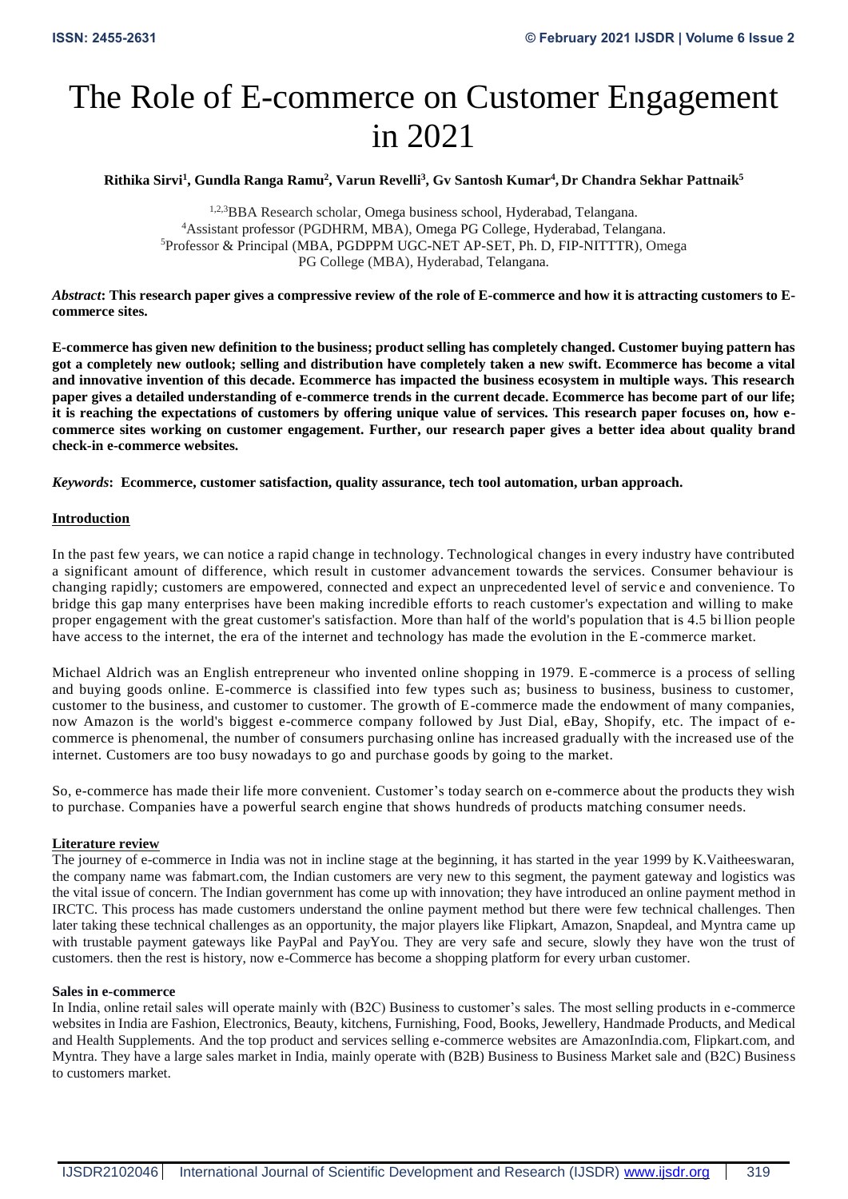# The Role of E-commerce on Customer Engagement in 2021

**Rithika Sirvi[1], Gundla Ranga Ramu[2], Varun Revelli[3], Gv Santosh Kumar[4], Dr Chandra Sekhar Pattnaik[5]**

[1,2,3]BBA Research scholar, Omega business school, Hyderabad, Telangana.
[4]Assistant professor (PGDHRM, MBA), Omega PG College, Hyderabad, Telangana.
[5]Professor & Principal (MBA, PGDPPM UGC-NET AP-SET, Ph. D, FIP-NITTTR), Omega PG College (MBA), Hyderabad, Telangana.

***Abstract*: This research paper gives a compressive review of the role of E-commerce and how it is attracting customers to E-commerce sites.**

**E-commerce has given new definition to the business; product selling has completely changed. Customer buying pattern has got a completely new outlook; selling and distribution have completely taken a new swift. Ecommerce has become a vital and innovative invention of this decade. Ecommerce has impacted the business ecosystem in multiple ways. This research paper gives a detailed understanding of e-commerce trends in the current decade. Ecommerce has become part of our life; it is reaching the expectations of customers by offering unique value of services. This research paper focuses on, how e-commerce sites working on customer engagement. Further, our research paper gives a better idea about quality brand check-in e-commerce websites.**

***Keywords*: Ecommerce, customer satisfaction, quality assurance, tech tool automation, urban approach.**

## Introduction

In the past few years, we can notice a rapid change in technology. Technological changes in every industry have contributed a significant amount of difference, which result in customer advancement towards the services. Consumer behaviour is changing rapidly; customers are empowered, connected and expect an unprecedented level of service and convenience. To bridge this gap many enterprises have been making incredible efforts to reach customer's expectation and willing to make proper engagement with the great customer's satisfaction. More than half of the world's population that is 4.5 billion people have access to the internet, the era of the internet and technology has made the evolution in the E-commerce market.

Michael Aldrich was an English entrepreneur who invented online shopping in 1979. E-commerce is a process of selling and buying goods online. E-commerce is classified into few types such as; business to business, business to customer, customer to the business, and customer to customer. The growth of E-commerce made the endowment of many companies, now Amazon is the world's biggest e-commerce company followed by Just Dial, eBay, Shopify, etc. The impact of e-commerce is phenomenal, the number of consumers purchasing online has increased gradually with the increased use of the internet. Customers are too busy nowadays to go and purchase goods by going to the market.

So, e-commerce has made their life more convenient. Customer's today search on e-commerce about the products they wish to purchase. Companies have a powerful search engine that shows hundreds of products matching consumer needs.

## Literature review

The journey of e-commerce in India was not in incline stage at the beginning, it has started in the year 1999 by K.Vaitheeswaran, the company name was fabmart.com, the Indian customers are very new to this segment, the payment gateway and logistics was the vital issue of concern. The Indian government has come up with innovation; they have introduced an online payment method in IRCTC. This process has made customers understand the online payment method but there were few technical challenges. Then later taking these technical challenges as an opportunity, the major players like Flipkart, Amazon, Snapdeal, and Myntra came up with trustable payment gateways like PayPal and PayYou. They are very safe and secure, slowly they have won the trust of customers. then the rest is history, now e-Commerce has become a shopping platform for every urban customer.

### Sales in e-commerce

In India, online retail sales will operate mainly with (B2C) Business to customer's sales. The most selling products in e-commerce websites in India are Fashion, Electronics, Beauty, kitchens, Furnishing, Food, Books, Jewellery, Handmade Products, and Medical and Health Supplements. And the top product and services selling e-commerce websites are AmazonIndia.com, Flipkart.com, and Myntra. They have a large sales market in India, mainly operate with (B2B) Business to Business Market sale and (B2C) Business to customers market.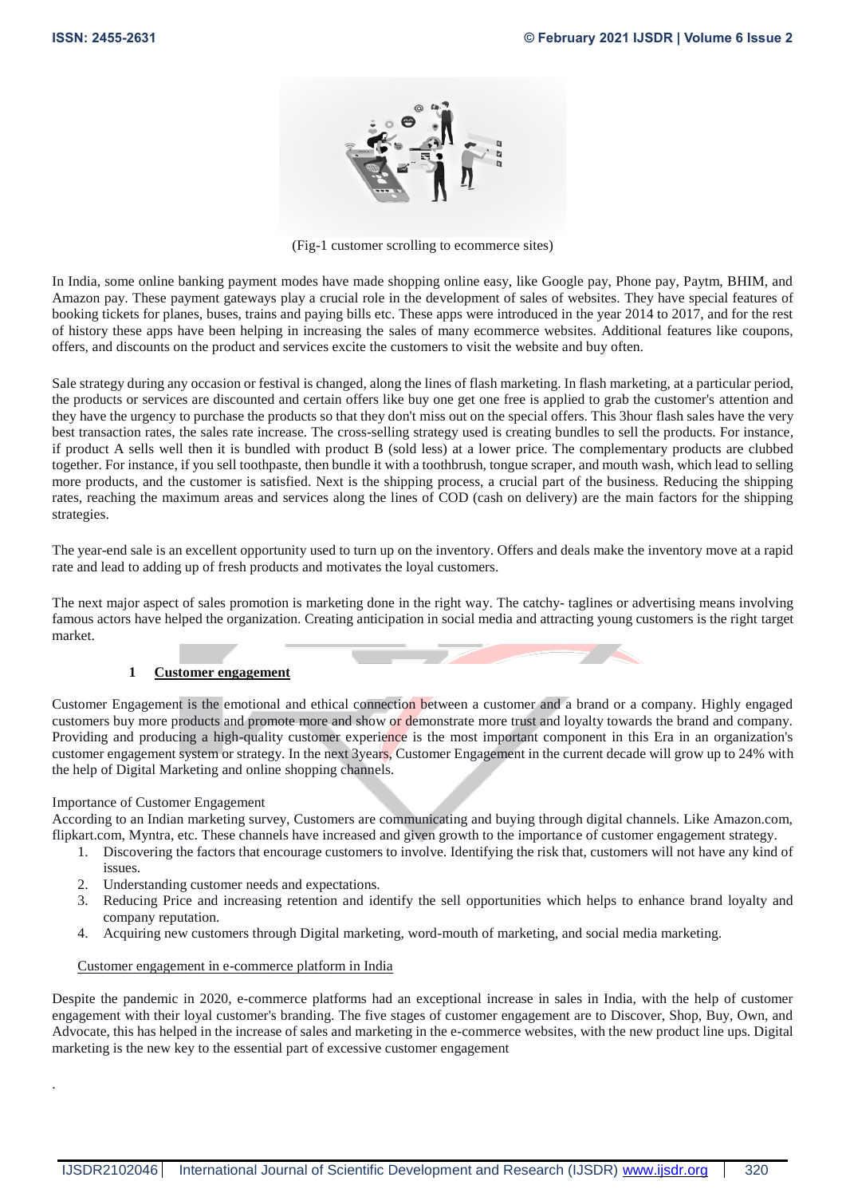(Fig-1 customer scrolling to ecommerce sites)

In India, some online banking payment modes have made shopping online easy, like Google pay, Phone pay, Paytm, BHIM, and Amazon pay. These payment gateways play a crucial role in the development of sales of websites. They have special features of booking tickets for planes, buses, trains and paying bills etc. These apps were introduced in the year 2014 to 2017, and for the rest of history these apps have been helping in increasing the sales of many ecommerce websites. Additional features like coupons, offers, and discounts on the product and services excite the customers to visit the website and buy often.

Sale strategy during any occasion or festival is changed, along the lines of flash marketing. In flash marketing, at a particular period, the products or services are discounted and certain offers like buy one get one free is applied to grab the customer's attention and they have the urgency to purchase the products so that they don't miss out on the special offers. This 3hour flash sales have the very best transaction rates, the sales rate increase. The cross-selling strategy used is creating bundles to sell the products. For instance, if product A sells well then it is bundled with product B (sold less) at a lower price. The complementary products are clubbed together. For instance, if you sell toothpaste, then bundle it with a toothbrush, tongue scraper, and mouth wash, which lead to selling more products, and the customer is satisfied. Next is the shipping process, a crucial part of the business. Reducing the shipping rates, reaching the maximum areas and services along the lines of COD (cash on delivery) are the main factors for the shipping strategies.

The year-end sale is an excellent opportunity used to turn up on the inventory. Offers and deals make the inventory move at a rapid rate and lead to adding up of fresh products and motivates the loyal customers.

The next major aspect of sales promotion is marketing done in the right way. The catchy- taglines or advertising means involving famous actors have helped the organization. Creating anticipation in social media and attracting young customers is the right target market.

## 1 Customer engagement

Customer Engagement is the emotional and ethical connection between a customer and a brand or a company. Highly engaged customers buy more products and promote more and show or demonstrate more trust and loyalty towards the brand and company. Providing and producing a high-quality customer experience is the most important component in this Era in an organization's customer engagement system or strategy. In the next 3years, Customer Engagement in the current decade will grow up to 24% with the help of Digital Marketing and online shopping channels.

Importance of Customer Engagement

According to an Indian marketing survey, Customers are communicating and buying through digital channels. Like Amazon.com, flipkart.com, Myntra, etc. These channels have increased and given growth to the importance of customer engagement strategy.

1. Discovering the factors that encourage customers to involve. Identifying the risk that, customers will not have any kind of issues.
2. Understanding customer needs and expectations.
3. Reducing Price and increasing retention and identify the sell opportunities which helps to enhance brand loyalty and company reputation.
4. Acquiring new customers through Digital marketing, word-mouth of marketing, and social media marketing.

Customer engagement in e-commerce platform in India

Despite the pandemic in 2020, e-commerce platforms had an exceptional increase in sales in India, with the help of customer engagement with their loyal customer's branding. The five stages of customer engagement are to Discover, Shop, Buy, Own, and Advocate, this has helped in the increase of sales and marketing in the e-commerce websites, with the new product line ups. Digital marketing is the new key to the essential part of excessive customer engagement

.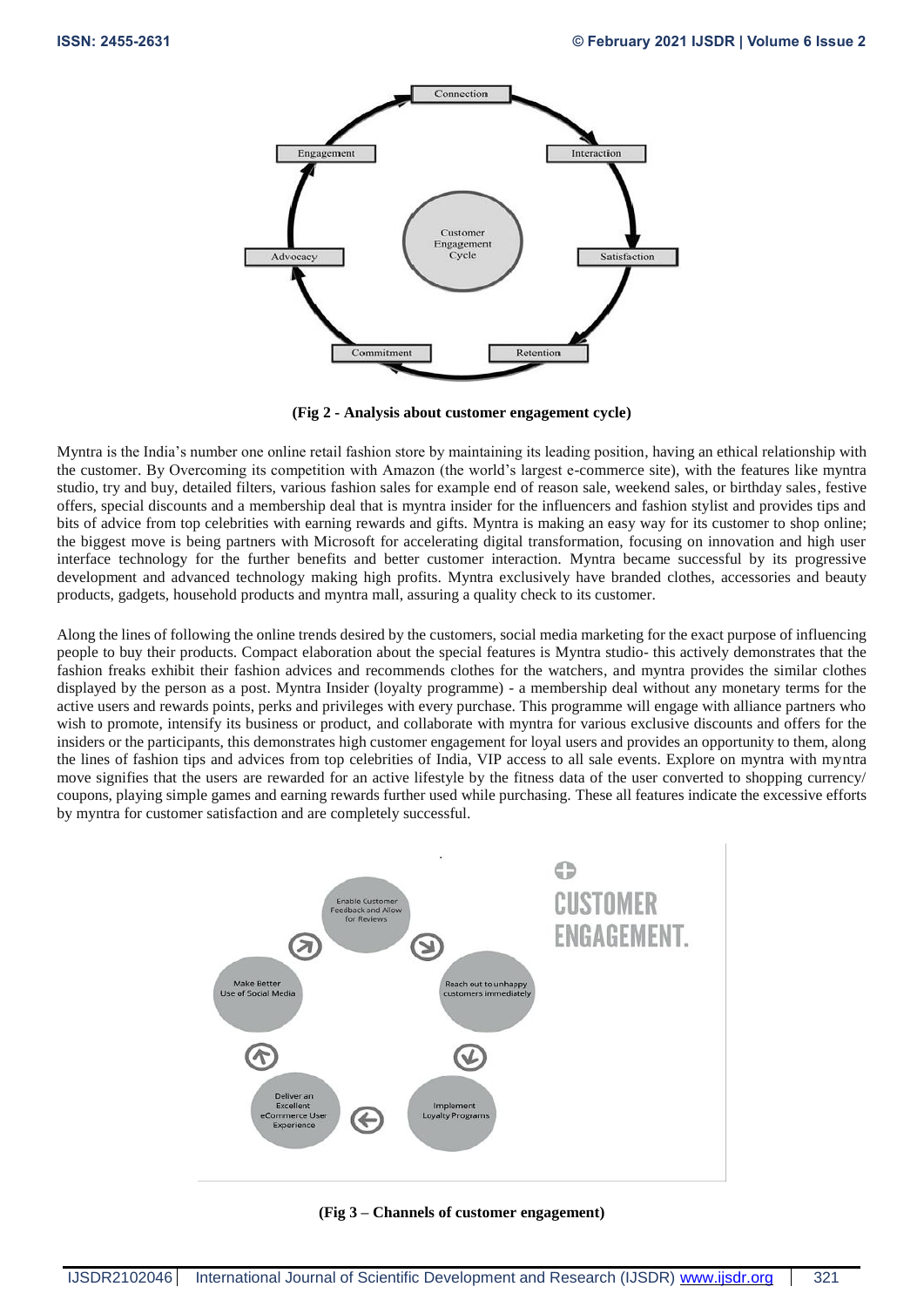(Fig 2 - Analysis about customer engagement cycle)

Myntra is the India's number one online retail fashion store by maintaining its leading position, having an ethical relationship with the customer. By Overcoming its competition with Amazon (the world's largest e-commerce site), with the features like myntra studio, try and buy, detailed filters, various fashion sales for example end of reason sale, weekend sales, or birthday sales, festive offers, special discounts and a membership deal that is myntra insider for the influencers and fashion stylist and provides tips and bits of advice from top celebrities with earning rewards and gifts. Myntra is making an easy way for its customer to shop online; the biggest move is being partners with Microsoft for accelerating digital transformation, focusing on innovation and high user interface technology for the further benefits and better customer interaction. Myntra became successful by its progressive development and advanced technology making high profits. Myntra exclusively have branded clothes, accessories and beauty products, gadgets, household products and myntra mall, assuring a quality check to its customer.

Along the lines of following the online trends desired by the customers, social media marketing for the exact purpose of influencing people to buy their products. Compact elaboration about the special features is Myntra studio- this actively demonstrates that the fashion freaks exhibit their fashion advices and recommends clothes for the watchers, and myntra provides the similar clothes displayed by the person as a post. Myntra Insider (loyalty programme) - a membership deal without any monetary terms for the active users and rewards points, perks and privileges with every purchase. This programme will engage with alliance partners who wish to promote, intensify its business or product, and collaborate with myntra for various exclusive discounts and offers for the insiders or the participants, this demonstrates high customer engagement for loyal users and provides an opportunity to them, along the lines of fashion tips and advices from top celebrities of India, VIP access to all sale events. Explore on myntra with myntra move signifies that the users are rewarded for an active lifestyle by the fitness data of the user converted to shopping currency/ coupons, playing simple games and earning rewards further used while purchasing. These all features indicate the excessive efforts by myntra for customer satisfaction and are completely successful.

(Fig 3 – Channels of customer engagement)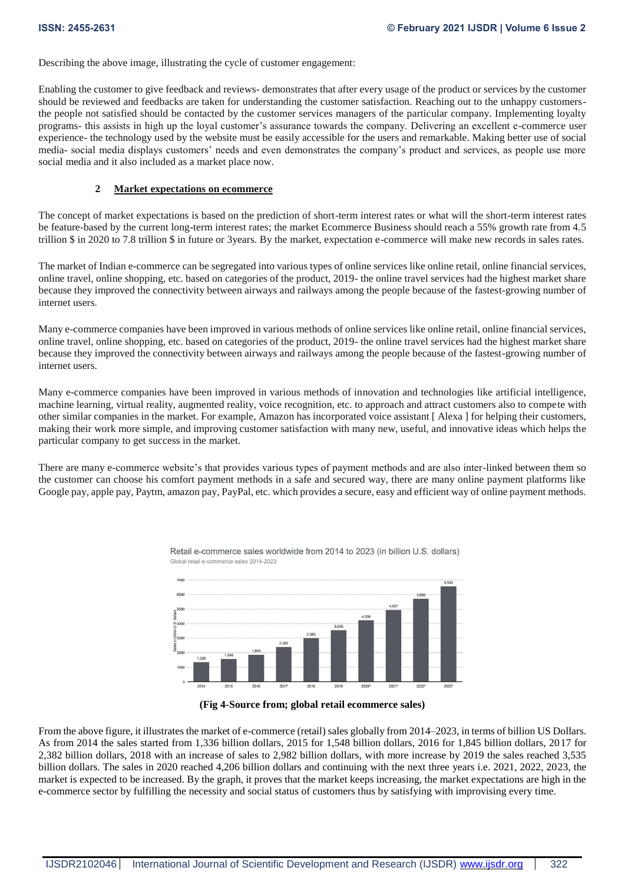Describing the above image, illustrating the cycle of customer engagement:

Enabling the customer to give feedback and reviews- demonstrates that after every usage of the product or services by the customer should be reviewed and feedbacks are taken for understanding the customer satisfaction. Reaching out to the unhappy customers- the people not satisfied should be contacted by the customer services managers of the particular company. Implementing loyalty programs- this assists in high up the loyal customer's assurance towards the company. Delivering an excellent e-commerce user experience- the technology used by the website must be easily accessible for the users and remarkable. Making better use of social media- social media displays customers' needs and even demonstrates the company's product and services, as people use more social media and it also included as a market place now.

## 2 Market expectations on ecommerce

The concept of market expectations is based on the prediction of short-term interest rates or what will the short-term interest rates be feature-based by the current long-term interest rates; the market Ecommerce Business should reach a 55% growth rate from 4.5 trillion $ in 2020 to 7.8 trillion $ in future or 3years. By the market, expectation e-commerce will make new records in sales rates.

The market of Indian e-commerce can be segregated into various types of online services like online retail, online financial services, online travel, online shopping, etc. based on categories of the product, 2019- the online travel services had the highest market share because they improved the connectivity between airways and railways among the people because of the fastest-growing number of internet users.

Many e-commerce companies have been improved in various methods of online services like online retail, online financial services, online travel, online shopping, etc. based on categories of the product, 2019- the online travel services had the highest market share because they improved the connectivity between airways and railways among the people because of the fastest-growing number of internet users.

Many e-commerce companies have been improved in various methods of innovation and technologies like artificial intelligence, machine learning, virtual reality, augmented reality, voice recognition, etc. to approach and attract customers also to compete with other similar companies in the market. For example, Amazon has incorporated voice assistant [ Alexa ] for helping their customers, making their work more simple, and improving customer satisfaction with many new, useful, and innovative ideas which helps the particular company to get success in the market.

There are many e-commerce website's that provides various types of payment methods and are also inter-linked between them so the customer can choose his comfort payment methods in a safe and secured way, there are many online payment platforms like Google pay, apple pay, Paytm, amazon pay, PayPal, etc. which provides a secure, easy and efficient way of online payment methods.

Retail e-commerce sales worldwide from 2014 to 2023 (in billion U.S. dollars)
Global retail e-commerce sales 2014-2023

| Year | Sales in billion U.S. dollars |
|---|---|
| 2014 | 1,336 |
| 2015 | 1,548 |
| 2016 | 1,845 |
| 2017 | 2,382 |
| 2018 | 2,982 |
| 2019 | 3,535 |
| 2020* | 4,206 |
| 2021* | 4,927 |
| 2022* | 5,695 |
| 2023* | 6,542 |

**(Fig 4-Source from; global retail ecommerce sales)**

From the above figure, it illustrates the market of e-commerce (retail) sales globally from 2014–2023, in terms of billion US Dollars. As from 2014 the sales started from 1,336 billion dollars, 2015 for 1,548 billion dollars, 2016 for 1,845 billion dollars, 2017 for 2,382 billion dollars, 2018 with an increase of sales to 2,982 billion dollars, with more increase by 2019 the sales reached 3,535 billion dollars. The sales in 2020 reached 4,206 billion dollars and continuing with the next three years i.e. 2021, 2022, 2023, the market is expected to be increased. By the graph, it proves that the market keeps increasing, the market expectations are high in the e-commerce sector by fulfilling the necessity and social status of customers thus by satisfying with improvising every time.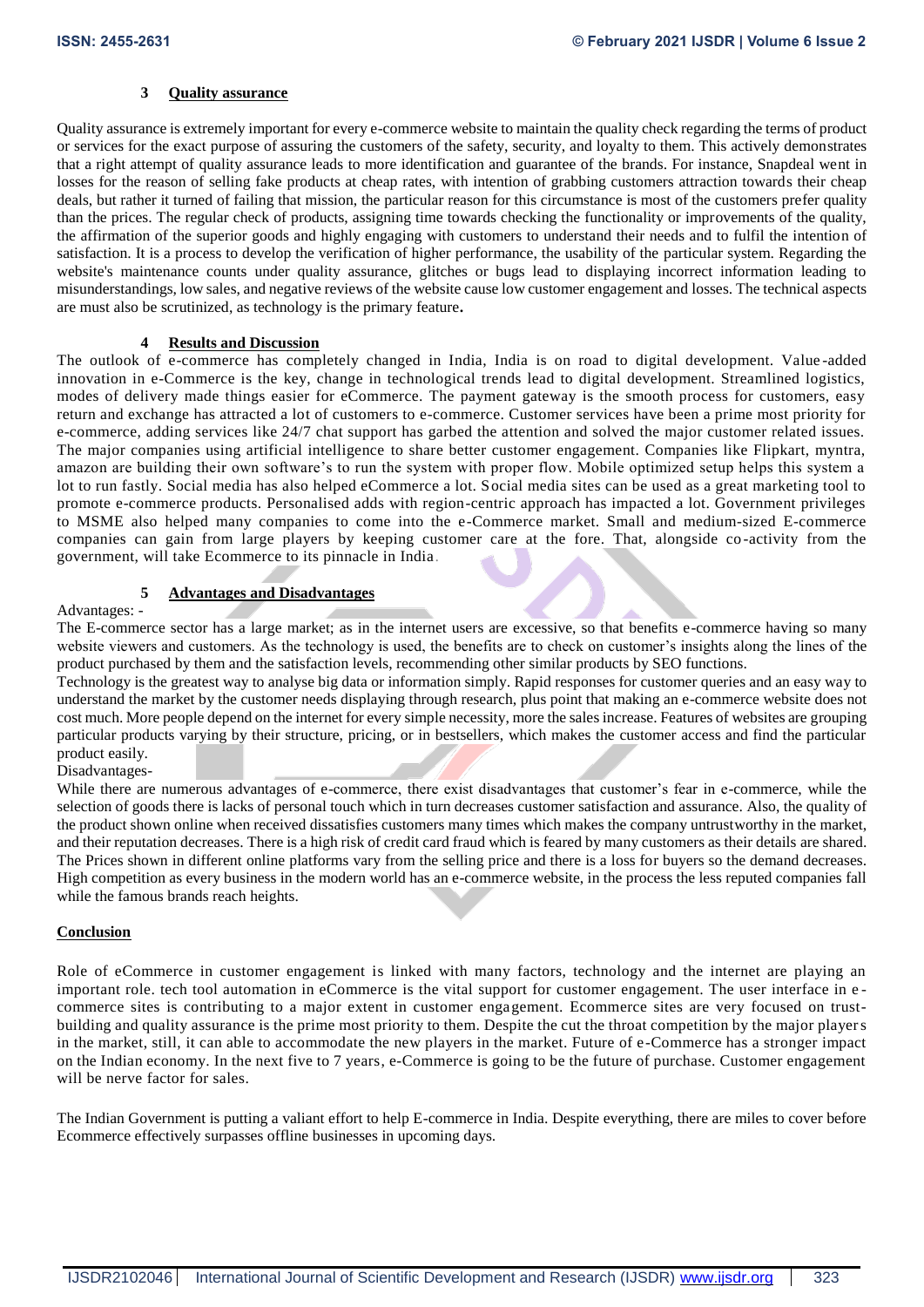### 3 Quality assurance

Quality assurance is extremely important for every e-commerce website to maintain the quality check regarding the terms of product or services for the exact purpose of assuring the customers of the safety, security, and loyalty to them. This actively demonstrates that a right attempt of quality assurance leads to more identification and guarantee of the brands. For instance, Snapdeal went in losses for the reason of selling fake products at cheap rates, with intention of grabbing customers attraction towards their cheap deals, but rather it turned of failing that mission, the particular reason for this circumstance is most of the customers prefer quality than the prices. The regular check of products, assigning time towards checking the functionality or improvements of the quality, the affirmation of the superior goods and highly engaging with customers to understand their needs and to fulfil the intention of satisfaction. It is a process to develop the verification of higher performance, the usability of the particular system. Regarding the website's maintenance counts under quality assurance, glitches or bugs lead to displaying incorrect information leading to misunderstandings, low sales, and negative reviews of the website cause low customer engagement and losses. The technical aspects are must also be scrutinized, as technology is the primary feature**.**

### 4 Results and Discussion

The outlook of e-commerce has completely changed in India, India is on road to digital development. Value-added innovation in e-Commerce is the key, change in technological trends lead to digital development. Streamlined logistics, modes of delivery made things easier for eCommerce. The payment gateway is the smooth process for customers, easy return and exchange has attracted a lot of customers to e-commerce. Customer services have been a prime most priority for e-commerce, adding services like 24/7 chat support has garbed the attention and solved the major customer related issues. The major companies using artificial intelligence to share better customer engagement. Companies like Flipkart, myntra, amazon are building their own software's to run the system with proper flow. Mobile optimized setup helps this system a lot to run fastly. Social media has also helped eCommerce a lot. Social media sites can be used as a great marketing tool to promote e-commerce products. Personalised adds with region-centric approach has impacted a lot. Government privileges to MSME also helped many companies to come into the e-Commerce market. Small and medium-sized E-commerce companies can gain from large players by keeping customer care at the fore. That, alongside co-activity from the government, will take Ecommerce to its pinnacle in India.

### 5 Advantages and Disadvantages

Advantages: -

The E-commerce sector has a large market; as in the internet users are excessive, so that benefits e-commerce having so many website viewers and customers. As the technology is used, the benefits are to check on customer's insights along the lines of the product purchased by them and the satisfaction levels, recommending other similar products by SEO functions.

Technology is the greatest way to analyse big data or information simply. Rapid responses for customer queries and an easy way to understand the market by the customer needs displaying through research, plus point that making an e-commerce website does not cost much. More people depend on the internet for every simple necessity, more the sales increase. Features of websites are grouping particular products varying by their structure, pricing, or in bestsellers, which makes the customer access and find the particular product easily.

Disadvantages-

While there are numerous advantages of e-commerce, there exist disadvantages that customer's fear in e-commerce, while the selection of goods there is lacks of personal touch which in turn decreases customer satisfaction and assurance. Also, the quality of the product shown online when received dissatisfies customers many times which makes the company untrustworthy in the market, and their reputation decreases. There is a high risk of credit card fraud which is feared by many customers as their details are shared. The Prices shown in different online platforms vary from the selling price and there is a loss for buyers so the demand decreases. High competition as every business in the modern world has an e-commerce website, in the process the less reputed companies fall while the famous brands reach heights.

### Conclusion

Role of eCommerce in customer engagement is linked with many factors, technology and the internet are playing an important role. tech tool automation in eCommerce is the vital support for customer engagement. The user interface in e-commerce sites is contributing to a major extent in customer engagement. Ecommerce sites are very focused on trust-building and quality assurance is the prime most priority to them. Despite the cut the throat competition by the major players in the market, still, it can able to accommodate the new players in the market. Future of e-Commerce has a stronger impact on the Indian economy. In the next five to 7 years, e-Commerce is going to be the future of purchase. Customer engagement will be nerve factor for sales.

The Indian Government is putting a valiant effort to help E-commerce in India. Despite everything, there are miles to cover before Ecommerce effectively surpasses offline businesses in upcoming days.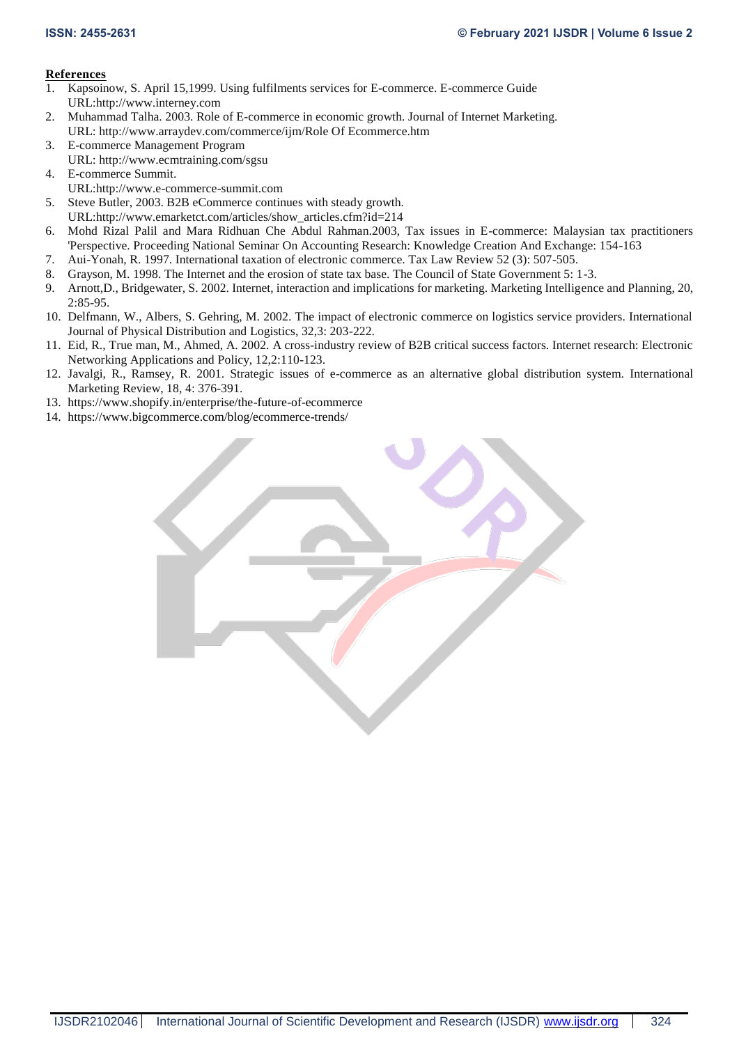**References**

1. Kapsoinow, S. April 15,1999. Using fulfilments services for E-commerce. E-commerce Guide URL:http://www.interney.com
2. Muhammad Talha. 2003. Role of E-commerce in economic growth. Journal of Internet Marketing. URL: http://www.arraydev.com/commerce/ijm/Role Of Ecommerce.htm
3. E-commerce Management Program URL: http://www.ecmtraining.com/sgsu
4. E-commerce Summit. URL:http://www.e-commerce-summit.com
5. Steve Butler, 2003. B2B eCommerce continues with steady growth. URL:http://www.emarketct.com/articles/show_articles.cfm?id=214
6. Mohd Rizal Palil and Mara Ridhuan Che Abdul Rahman.2003, Tax issues in E-commerce: Malaysian tax practitioners 'Perspective. Proceeding National Seminar On Accounting Research: Knowledge Creation And Exchange: 154-163
7. Aui-Yonah, R. 1997. International taxation of electronic commerce. Tax Law Review 52 (3): 507-505.
8. Grayson, M. 1998. The Internet and the erosion of state tax base. The Council of State Government 5: 1-3.
9. Arnott,D., Bridgewater, S. 2002. Internet, interaction and implications for marketing. Marketing Intelligence and Planning, 20, 2:85-95.
10. Delfmann, W., Albers, S. Gehring, M. 2002. The impact of electronic commerce on logistics service providers. International Journal of Physical Distribution and Logistics, 32,3: 203-222.
11. Eid, R., True man, M., Ahmed, A. 2002. A cross-industry review of B2B critical success factors. Internet research: Electronic Networking Applications and Policy, 12,2:110-123.
12. Javalgi, R., Ramsey, R. 2001. Strategic issues of e-commerce as an alternative global distribution system. International Marketing Review, 18, 4: 376-391.
13. https://www.shopify.in/enterprise/the-future-of-ecommerce
14. https://www.bigcommerce.com/blog/ecommerce-trends/